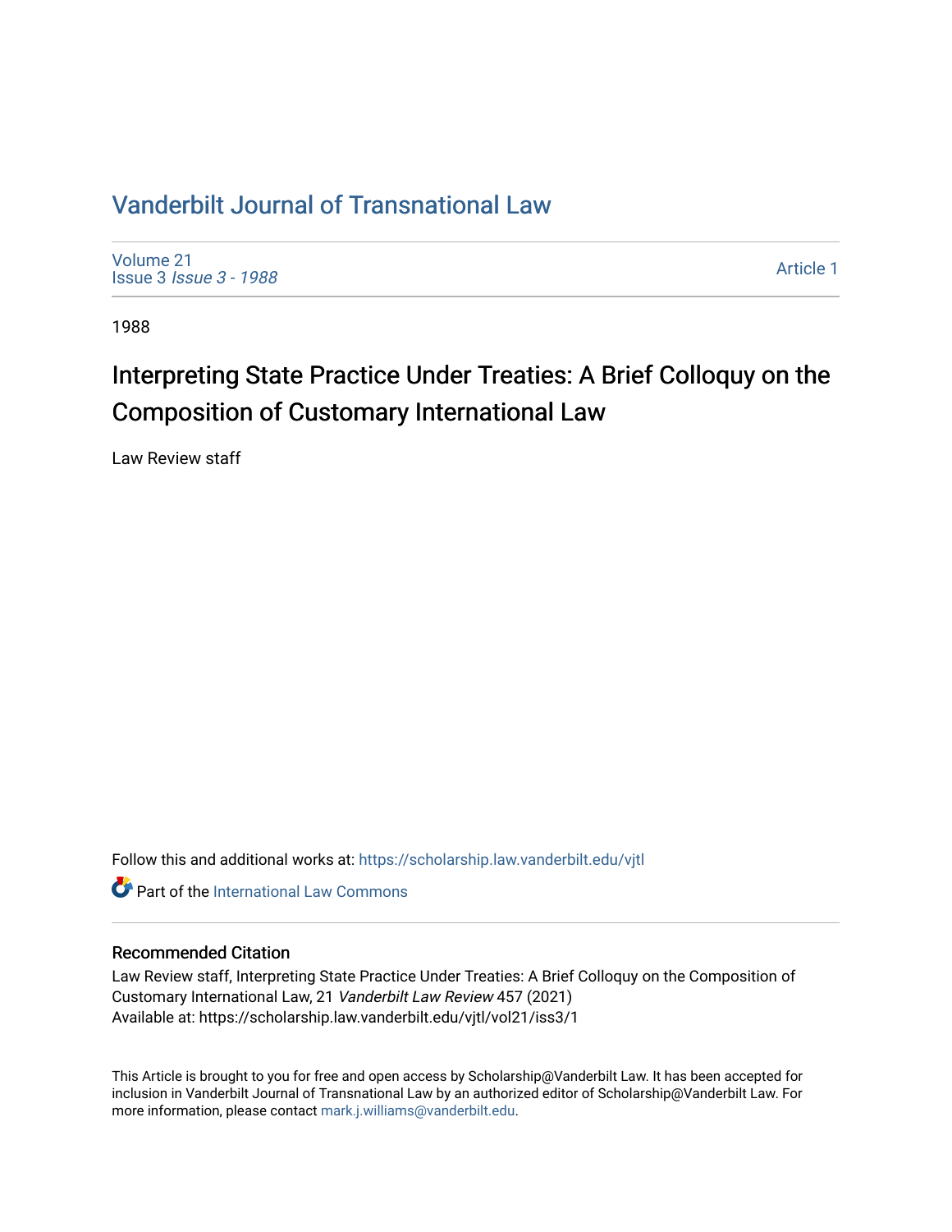# Vanderbilt Journal of Transnational Law

Volume 21
Issue 3 *Issue 3 - 1988*

Article 1

1988

## Interpreting State Practice Under Treaties: A Brief Colloquy on the Composition of Customary International Law

Law Review staff

Follow this and additional works at: https://scholarship.law.vanderbilt.edu/vjtl

Part of the International Law Commons

### Recommended Citation

Law Review staff, Interpreting State Practice Under Treaties: A Brief Colloquy on the Composition of Customary International Law, 21 *Vanderbilt Law Review* 457 (2021)
Available at: https://scholarship.law.vanderbilt.edu/vjtl/vol21/iss3/1

This Article is brought to you for free and open access by Scholarship@Vanderbilt Law. It has been accepted for inclusion in Vanderbilt Journal of Transnational Law by an authorized editor of Scholarship@Vanderbilt Law. For more information, please contact mark.j.williams@vanderbilt.edu.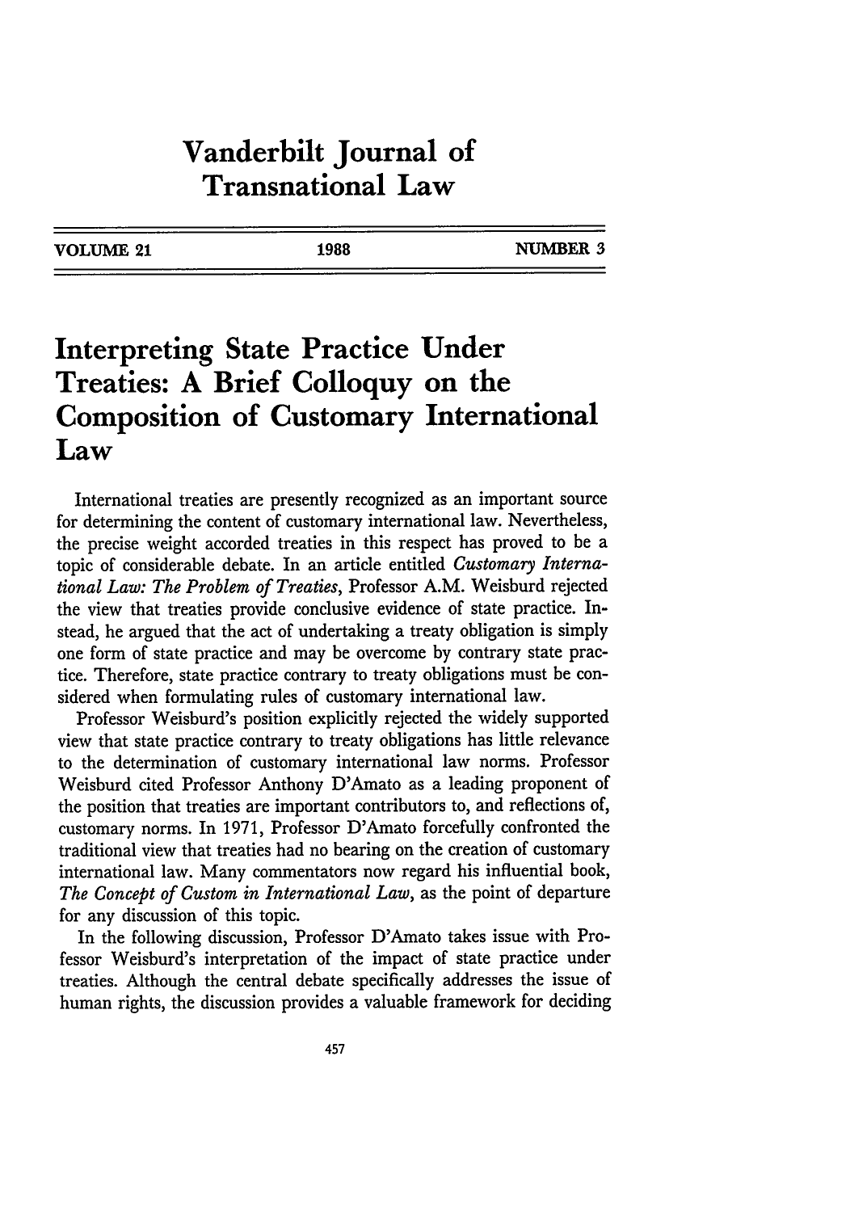# Vanderbilt Journal of Transnational Law

| VOLUME 21 | 1988 | NUMBER 3 |
| --- | --- | --- |

# Interpreting State Practice Under Treaties: A Brief Colloquy on the Composition of Customary International Law

International treaties are presently recognized as an important source for determining the content of customary international law. Nevertheless, the precise weight accorded treaties in this respect has proved to be a topic of considerable debate. In an article entitled *Customary International Law: The Problem of Treaties*, Professor A.M. Weisburd rejected the view that treaties provide conclusive evidence of state practice. Instead, he argued that the act of undertaking a treaty obligation is simply one form of state practice and may be overcome by contrary state practice. Therefore, state practice contrary to treaty obligations must be considered when formulating rules of customary international law.

Professor Weisburd's position explicitly rejected the widely supported view that state practice contrary to treaty obligations has little relevance to the determination of customary international law norms. Professor Weisburd cited Professor Anthony D'Amato as a leading proponent of the position that treaties are important contributors to, and reflections of, customary norms. In 1971, Professor D'Amato forcefully confronted the traditional view that treaties had no bearing on the creation of customary international law. Many commentators now regard his influential book, *The Concept of Custom in International Law*, as the point of departure for any discussion of this topic.

In the following discussion, Professor D'Amato takes issue with Professor Weisburd's interpretation of the impact of state practice under treaties. Although the central debate specifically addresses the issue of human rights, the discussion provides a valuable framework for deciding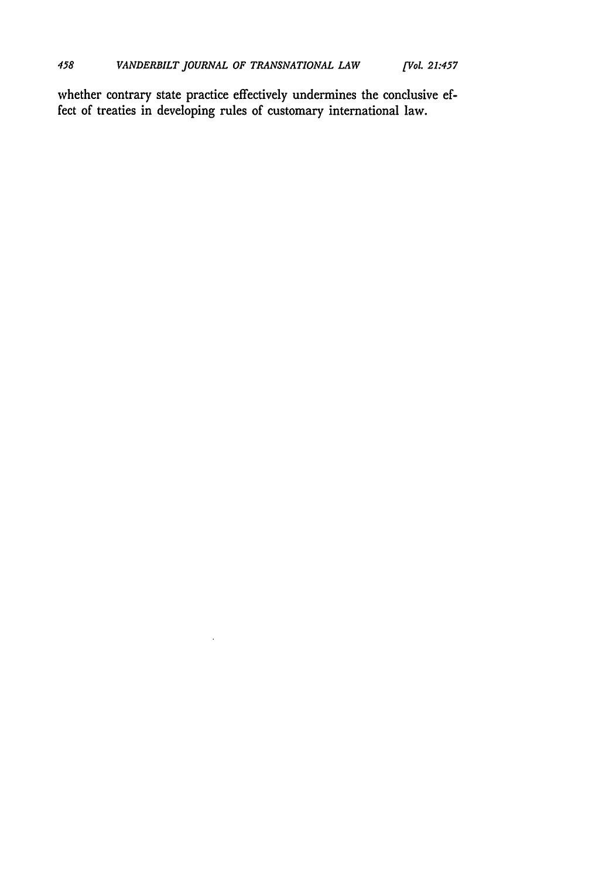whether contrary state practice effectively undermines the conclusive effect of treaties in developing rules of customary international law.